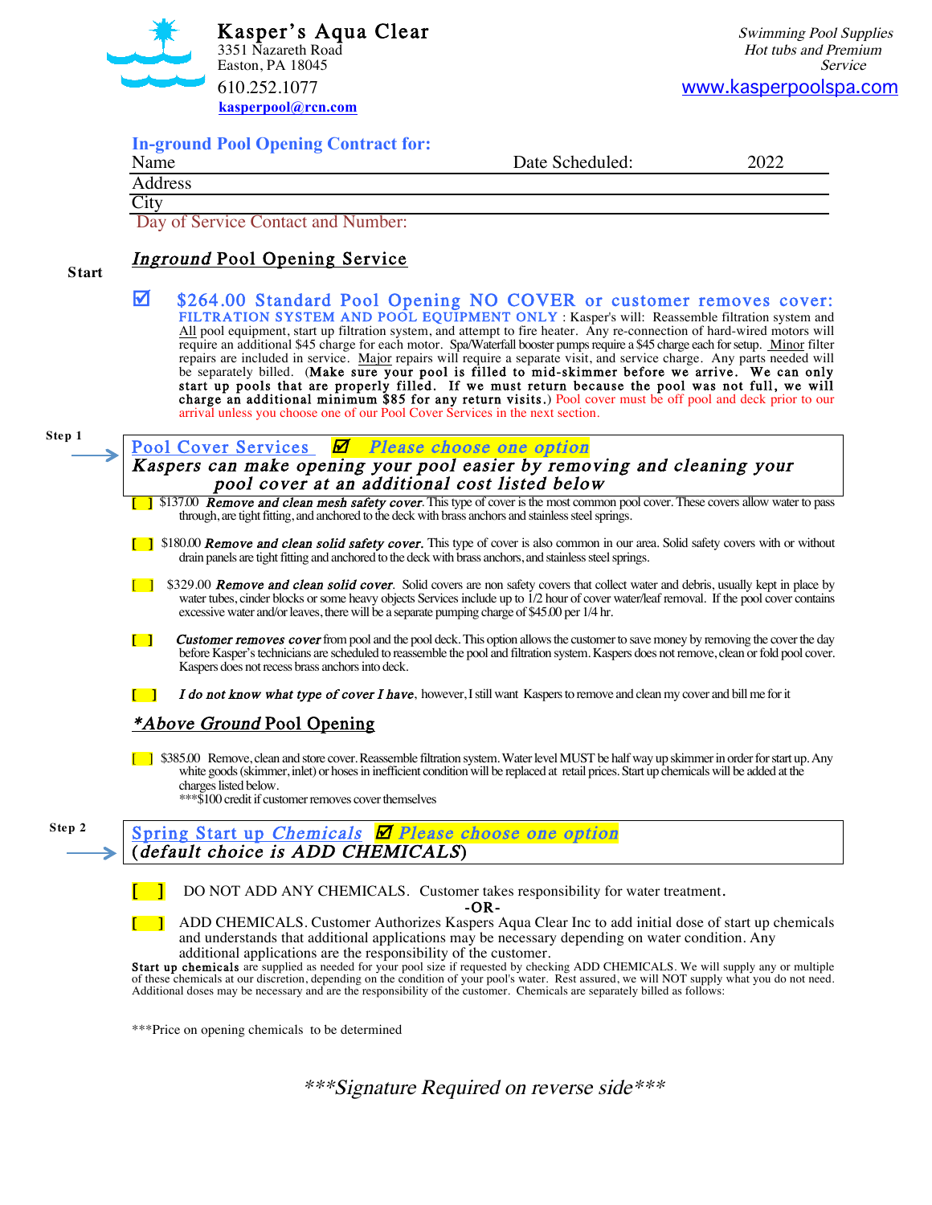# Kasper's Aqua Clear

3351 Nazareth Road
Easton, PA 18045
610.252.1077
**kasperpool@rcn.com**

*Swimming Pool Supplies*
*Hot tubs and Premium Service*
www.kasperpoolspa.com

## In-ground Pool Opening Contract for:

Name Date Scheduled: 2022

Address

City

Day of Service Contact and Number:

## *Inground* Pool Opening Service

**Start**

☑ **$264.00 Standard Pool Opening NO COVER or customer removes cover:**
**FILTRATION SYSTEM AND POOL EQUIPMENT ONLY** : Kasper's will: Reassemble filtration system and All pool equipment, start up filtration system, and attempt to fire heater. Any re-connection of hard-wired motors will require an additional $45 charge for each motor. Spa/Waterfall booster pumps require a $45 charge each for setup. Minor filter repairs are included in service. Major repairs will require a separate visit, and service charge. Any parts needed will be separately billed. (**Make sure your pool is filled to mid-skimmer before we arrive. We can only start up pools that are properly filled. If we must return because the pool was not full, we will charge an additional minimum $85 for any return visits.**) Pool cover must be off pool and deck prior to our arrival unless you choose one of our Pool Cover Services in the next section.

**Step 1**

**Pool Cover Services** ☑ ***Please choose one option***
***Kaspers can make opening your pool easier by removing and cleaning your pool cover at an additional cost listed below***

[ ] $137.00 ***Remove and clean mesh safety cover.*** This type of cover is the most common pool cover. These covers allow water to pass through, are tight fitting, and anchored to the deck with brass anchors and stainless steel springs.

[ ] $180.00 ***Remove and clean solid safety cover.*** This type of cover is also common in our area. Solid safety covers with or without drain panels are tight fitting and anchored to the deck with brass anchors, and stainless steel springs.

[ ] $329.00 ***Remove and clean solid cover.*** Solid covers are non safety covers that collect water and debris, usually kept in place by water tubes, cinder blocks or some heavy objects Services include up to 1/2 hour of cover water/leaf removal. If the pool cover contains excessive water and/or leaves, there will be a separate pumping charge of $45.00 per 1/4 hr.

[ ] ***Customer removes cover*** from pool and the pool deck. This option allows the customer to save money by removing the cover the day before Kasper's technicians are scheduled to reassemble the pool and filtration system. Kaspers does not remove, clean or fold pool cover. Kaspers does not recess brass anchors into deck.

[ ] ***I do not know what type of cover I have***, however, I still want Kaspers to remove and clean my cover and bill me for it

## *\*Above Ground* Pool Opening

[ ] $385.00 Remove, clean and store cover. Reassemble filtration system. Water level MUST be half way up skimmer in order for start up. Any white goods (skimmer, inlet) or hoses in inefficient condition will be replaced at retail prices. Start up chemicals will be added at the charges listed below.
***$100 credit if customer removes cover themselves

**Step 2**

**Spring Start up *Chemicals*** ☑ ***Please choose one option***
**(*default choice is ADD CHEMICALS*)**

[ ] DO NOT ADD ANY CHEMICALS. Customer takes responsibility for water treatment.

**-OR-**

[ ] ADD CHEMICALS. Customer Authorizes Kaspers Aqua Clear Inc to add initial dose of start up chemicals and understands that additional applications may be necessary depending on water condition. Any additional applications are the responsibility of the customer.

**Start up chemicals** are supplied as needed for your pool size if requested by checking ADD CHEMICALS. We will supply any or multiple of these chemicals at our discretion, depending on the condition of your pool's water. Rest assured, we will NOT supply what you do not need. Additional doses may be necessary and are the responsibility of the customer. Chemicals are separately billed as follows:

***Price on opening chemicals to be determined

*\*\*\*Signature Required on reverse side\*\*\**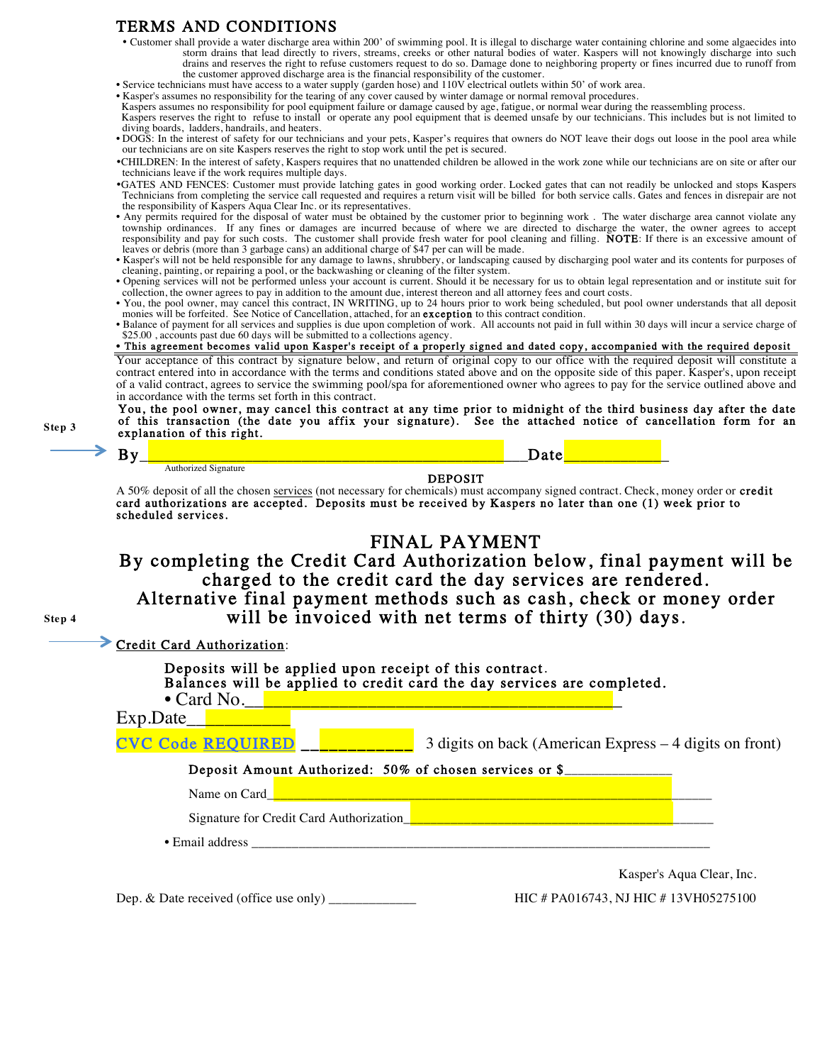# TERMS AND CONDITIONS

- Customer shall provide a water discharge area within 200' of swimming pool. It is illegal to discharge water containing chlorine and some algaecides into storm drains that lead directly to rivers, streams, creeks or other natural bodies of water. Kaspers will not knowingly discharge into such drains and reserves the right to refuse customers request to do so. Damage done to neighboring property or fines incurred due to runoff from the customer approved discharge area is the financial responsibility of the customer.
- Service technicians must have access to a water supply (garden hose) and 110V electrical outlets within 50' of work area.
- Kasper's assumes no responsibility for the tearing of any cover caused by winter damage or normal removal procedures.
  Kaspers assumes no responsibility for pool equipment failure or damage caused by age, fatigue, or normal wear during the reassembling process.
  Kaspers reserves the right to refuse to install or operate any pool equipment that is deemed unsafe by our technicians. This includes but is not limited to diving boards, ladders, handrails, and heaters.
- DOGS: In the interest of safety for our technicians and your pets, Kasper's requires that owners do NOT leave their dogs out loose in the pool area while our technicians are on site Kaspers reserves the right to stop work until the pet is secured.
- CHILDREN: In the interest of safety, Kaspers requires that no unattended children be allowed in the work zone while our technicians are on site or after our technicians leave if the work requires multiple days.
- GATES AND FENCES: Customer must provide latching gates in good working order. Locked gates that can not readily be unlocked and stops Kaspers Technicians from completing the service call requested and requires a return visit will be billed for both service calls. Gates and fences in disrepair are not the responsibility of Kaspers Aqua Clear Inc. or its representatives.
- Any permits required for the disposal of water must be obtained by the customer prior to beginning work . The water discharge area cannot violate any township ordinances. If any fines or damages are incurred because of where we are directed to discharge the water, the owner agrees to accept responsibility and pay for such costs. The customer shall provide fresh water for pool cleaning and filling. **NOTE**: If there is an excessive amount of leaves or debris (more than 3 garbage cans) an additional charge of $47 per can will be made.
- Kasper's will not be held responsible for any damage to lawns, shrubbery, or landscaping caused by discharging pool water and its contents for purposes of cleaning, painting, or repairing a pool, or the backwashing or cleaning of the filter system.
- Opening services will not be performed unless your account is current. Should it be necessary for us to obtain legal representation and or institute suit for collection, the owner agrees to pay in addition to the amount due, interest thereon and all attorney fees and court costs.
- You, the pool owner, may cancel this contract, IN WRITING, up to 24 hours prior to work being scheduled, but pool owner understands that all deposit monies will be forfeited. See Notice of Cancellation, attached, for an **exception** to this contract condition.
- Balance of payment for all services and supplies is due upon completion of work. All accounts not paid in full within 30 days will incur a service charge of $25.00 , accounts past due 60 days will be submitted to a collections agency.
- **This agreement becomes valid upon Kasper's receipt of a properly signed and dated copy, accompanied with the required deposit**

Your acceptance of this contract by signature below, and return of original copy to our office with the required deposit will constitute a contract entered into in accordance with the terms and conditions stated above and on the opposite side of this paper. Kasper's, upon receipt of a valid contract, agrees to service the swimming pool/spa for aforementioned owner who agrees to pay for the service outlined above and in accordance with the terms set forth in this contract.

**You, the pool owner, may cancel this contract at any time prior to midnight of the third business day after the date of this transaction (the date you affix your signature). See the attached notice of cancellation form for an explanation of this right.**

Step 3 → **By**______________________________________________**Date**____________

Authorized Signature

## DEPOSIT

A 50% deposit of all the chosen services (not necessary for chemicals) must accompany signed contract. Check, money order or **credit card authorizations are accepted. Deposits must be received by Kaspers no later than one (1) week prior to scheduled services.**

## FINAL PAYMENT

### By completing the Credit Card Authorization below, final payment will be charged to the credit card the day services are rendered. Alternative final payment methods such as cash, check or money order will be invoiced with net terms of thirty (30) days.

Step 4 → Credit Card Authorization:

**Deposits will be applied upon receipt of this contract.**
**Balances will be applied to credit card the day services are completed.**

- Card No.____________________________________________

Exp.Date__________

**CVC Code REQUIRED** ___________ 3 digits on back (American Express – 4 digits on front)

**Deposit Amount Authorized: 50% of chosen services or $**______________

Name on Card______________________________________________________

Signature for Credit Card Authorization________________________________

- Email address ____________________________________________________________

Kasper's Aqua Clear, Inc.

Dep. & Date received (office use only) ____________

HIC # PA016743, NJ HIC # 13VH05275100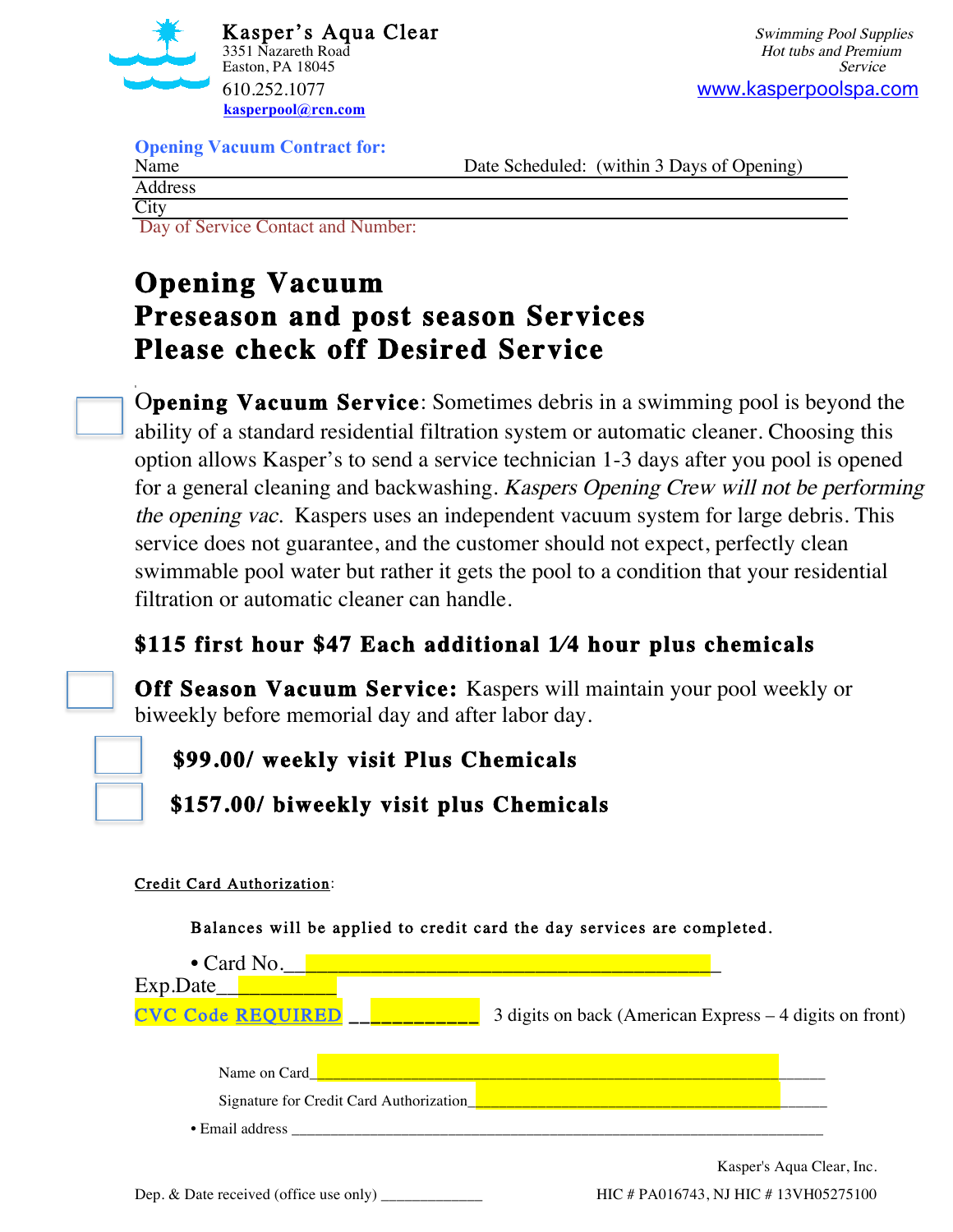**Kasper's Aqua Clear**
3351 Nazareth Road
Easton, PA 18045
610.252.1077
kasperpool@rcn.com

*Swimming Pool Supplies*
*Hot tubs and Premium Service*
www.kasperpoolspa.com

**Opening Vacuum Contract for:**

Name Date Scheduled: (within 3 Days of Opening)

Address

City

Day of Service Contact and Number:

# Opening Vacuum
# Preseason and post season Services
# Please check off Desired Service

☐ **Opening Vacuum Service**: Sometimes debris in a swimming pool is beyond the ability of a standard residential filtration system or automatic cleaner. Choosing this option allows Kasper's to send a service technician 1-3 days after you pool is opened for a general cleaning and backwashing. *Kaspers Opening Crew will not be performing the opening vac.* Kaspers uses an independent vacuum system for large debris. This service does not guarantee, and the customer should not expect, perfectly clean swimmable pool water but rather it gets the pool to a condition that your residential filtration or automatic cleaner can handle.

**$115 first hour $47 Each additional 1⁄4 hour plus chemicals**

☐ **Off Season Vacuum Service:** Kaspers will maintain your pool weekly or biweekly before memorial day and after labor day.

☐ **$99.00/ weekly visit Plus Chemicals**

☐ **$157.00/ biweekly visit plus Chemicals**

Credit Card Authorization:

**Balances will be applied to credit card the day services are completed.**

• Card No.__________________________________________

Exp.Date__________

**CVC Code REQUIRED** ____________ 3 digits on back (American Express – 4 digits on front)

Name on Card_____________________________________________

Signature for Credit Card Authorization______________________________

• Email address ____________________________________________

Kasper's Aqua Clear, Inc.

Dep. & Date received (office use only) _____________ HIC # PA016743, NJ HIC # 13VH05275100